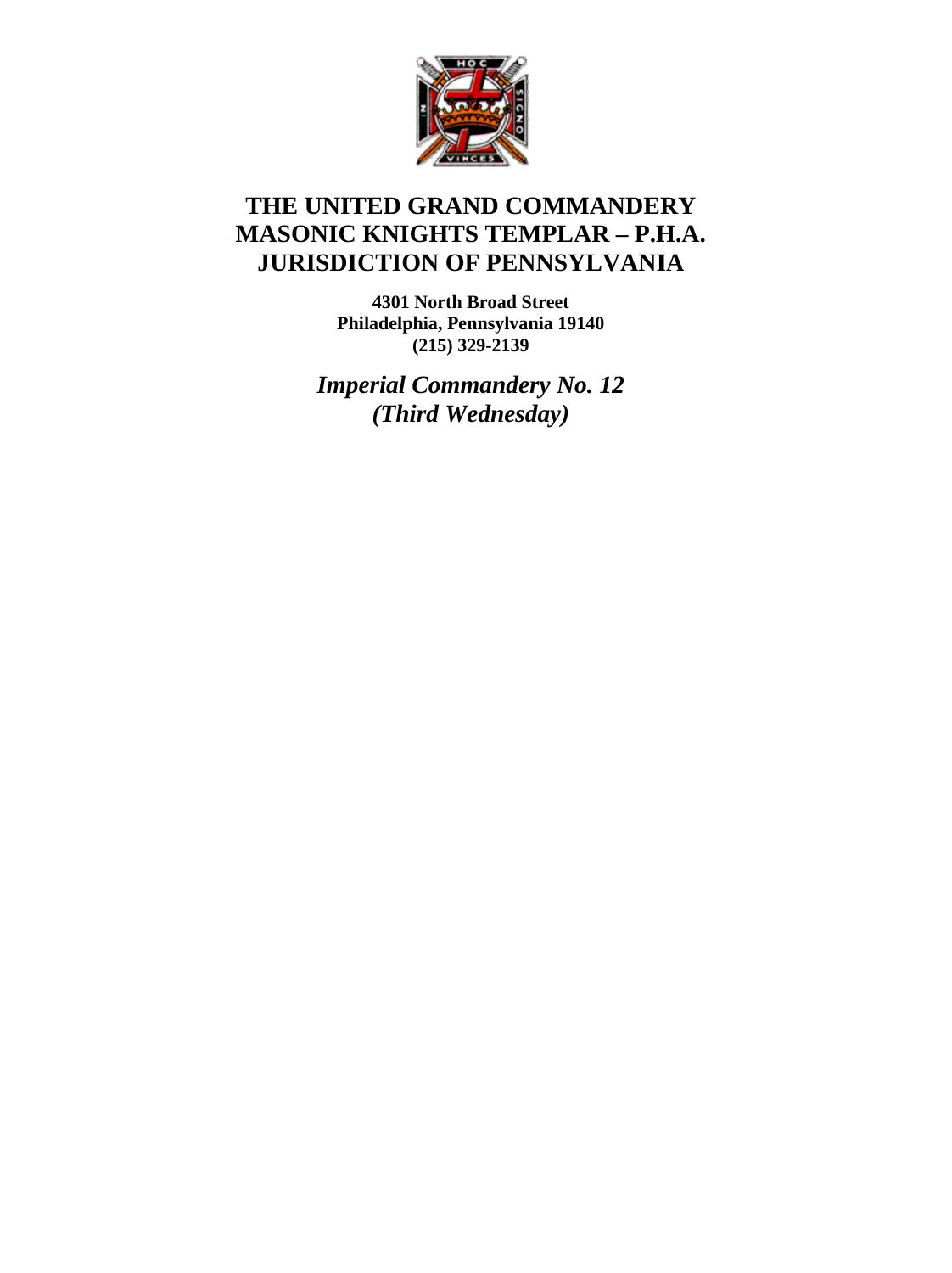# THE UNITED GRAND COMMANDERY MASONIC KNIGHTS TEMPLAR – P.H.A. JURISDICTION OF PENNSYLVANIA

**4301 North Broad Street**
**Philadelphia, Pennsylvania 19140**
**(215) 329-2139**

***Imperial Commandery No. 12***
***(Third Wednesday)***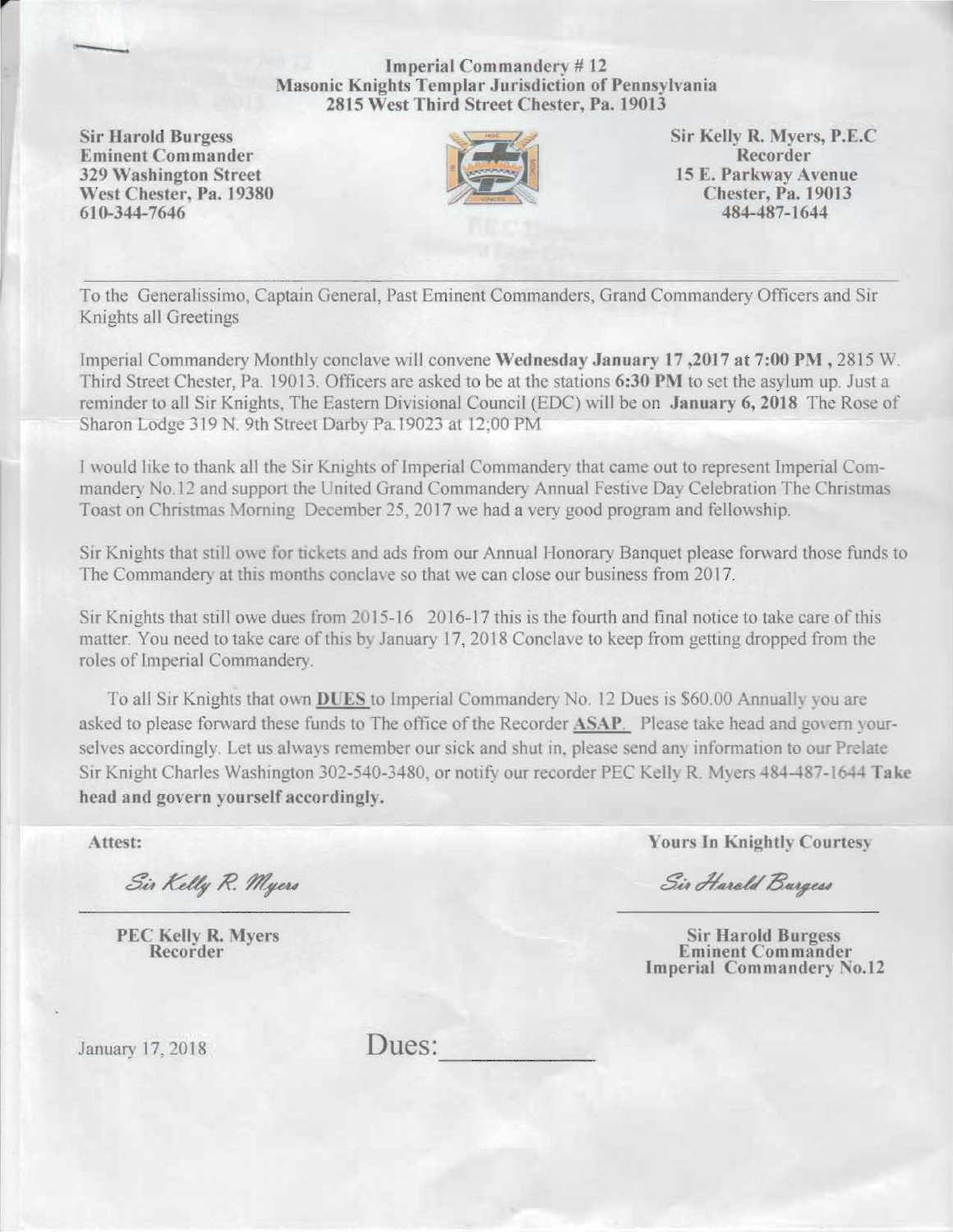**Imperial Commandery # 12**
**Masonic Knights Templar Jurisdiction of Pennsylvania**
**2815 West Third Street Chester, Pa. 19013**

**Sir Harold Burgess**
**Eminent Commander**
**329 Washington Street**
**West Chester, Pa. 19380**
**610-344-7646**

**Sir Kelly R. Myers, P.E.C**
**Recorder**
**15 E. Parkway Avenue**
**Chester, Pa. 19013**
**484-487-1644**

---

To the Generalissimo, Captain General, Past Eminent Commanders, Grand Commandery Officers and Sir Knights all Greetings

Imperial Commandery Monthly conclave will convene **Wednesday January 17 ,2017 at 7:00 PM ,** 2815 W. Third Street Chester, Pa. 19013. Officers are asked to be at the stations **6:30 PM** to set the asylum up. Just a reminder to all Sir Knights, The Eastern Divisional Council (EDC) will be on **January 6, 2018** The Rose of Sharon Lodge 319 N. 9th Street Darby Pa.19023 at 12;00 PM

I would like to thank all the Sir Knights of Imperial Commandery that came out to represent Imperial Commandery No.12 and support the United Grand Commandery Annual Festive Day Celebration The Christmas Toast on Christmas Morning December 25, 2017 we had a very good program and fellowship.

Sir Knights that still owe for tickets and ads from our Annual Honorary Banquet please forward those funds to The Commandery at this months conclave so that we can close our business from 2017.

Sir Knights that still owe dues from 2015-16 2016-17 this is the fourth and final notice to take care of this matter. You need to take care of this by January 17, 2018 Conclave to keep from getting dropped from the roles of Imperial Commandery.

To all Sir Knights that own **DUES** to Imperial Commandery No. 12 Dues is $60.00 Annually you are asked to please forward these funds to The office of the Recorder **ASAP.** Please take head and govern yourselves accordingly. Let us always remember our sick and shut in, please send any information to our Prelate Sir Knight Charles Washington 302-540-3480, or notify our recorder PEC Kelly R. Myers 484-487-1644 **Take head and govern yourself accordingly.**

**Attest:**

*Sir Kelly R. Myers*

**PEC Kelly R. Myers**
**Recorder**

**Yours In Knightly Courtesy**

*Sir Harold Burgess*

**Sir Harold Burgess**
**Eminent Commander**
**Imperial Commandery No.12**

January 17, 2018

Dues:\_\_\_\_\_\_\_\_\_\_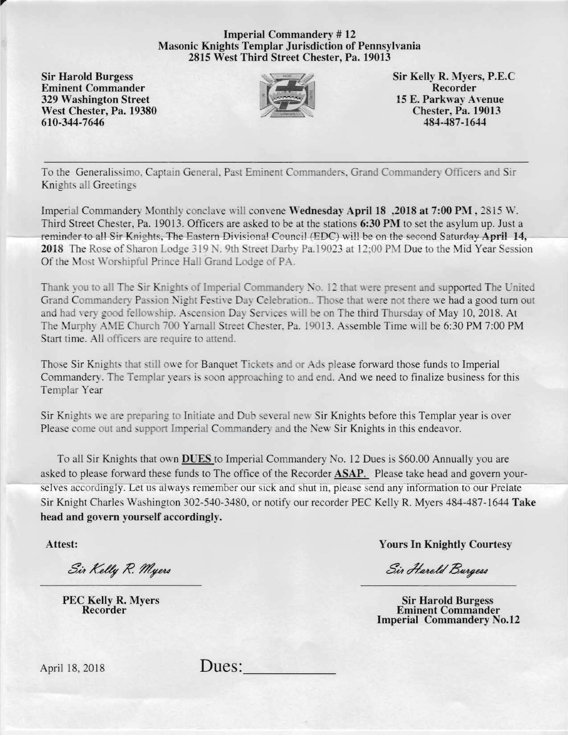**Imperial Commandery # 12**
**Masonic Knights Templar Jurisdiction of Pennsylvania**
**2815 West Third Street Chester, Pa. 19013**

**Sir Harold Burgess**
**Eminent Commander**
**329 Washington Street**
**West Chester, Pa. 19380**
**610-344-7646**

**Sir Kelly R. Myers, P.E.C**
**Recorder**
**15 E. Parkway Avenue**
**Chester, Pa. 19013**
**484-487-1644**

---

To the Generalissimo, Captain General, Past Eminent Commanders, Grand Commandery Officers and Sir Knights all Greetings

Imperial Commandery Monthly conclave will convene **Wednesday April 18 ,2018 at 7:00 PM**, 2815 W. Third Street Chester, Pa. 19013. Officers are asked to be at the stations **6:30 PM** to set the asylum up. Just a reminder to all Sir Knights, The Eastern Divisional Council (EDC) will be on the second Saturday **April 14, 2018** The Rose of Sharon Lodge 319 N. 9th Street Darby Pa.19023 at 12;00 PM Due to the Mid Year Session Of the Most Worshipful Prince Hall Grand Lodge of PA.

Thank you to all The Sir Knights of Imperial Commandery No. 12 that were present and supported The United Grand Commandery Passion Night Festive Day Celebration.. Those that were not there we had a good turn out and had very good fellowship. Ascension Day Services will be on The third Thursday of May 10, 2018. At The Murphy AME Church 700 Yarnall Street Chester, Pa. 19013. Assemble Time will be 6:30 PM 7:00 PM Start time. All officers are require to attend.

Those Sir Knights that still owe for Banquet Tickets and or Ads please forward those funds to Imperial Commandery. The Templar years is soon approaching to and end. And we need to finalize business for this Templar Year

Sir Knights we are preparing to Initiate and Dub several new Sir Knights before this Templar year is over Please come out and support Imperial Commandery and the New Sir Knights in this endeavor.

To all Sir Knights that own **DUES** to Imperial Commandery No. 12 Dues is $60.00 Annually you are asked to please forward these funds to The office of the Recorder **ASAP.** Please take head and govern yourselves accordingly. Let us always remember our sick and shut in, please send any information to our Prelate Sir Knight Charles Washington 302-540-3480, or notify our recorder PEC Kelly R. Myers 484-487-1644 **Take head and govern yourself accordingly.**

**Attest:**

*Sir Kelly R. Myers*

**PEC Kelly R. Myers**
**Recorder**

**Yours In Knightly Courtesy**

*Sir Harold Burgess*

**Sir Harold Burgess**
**Eminent Commander**
**Imperial Commandery No.12**

April 18, 2018

Dues:__________